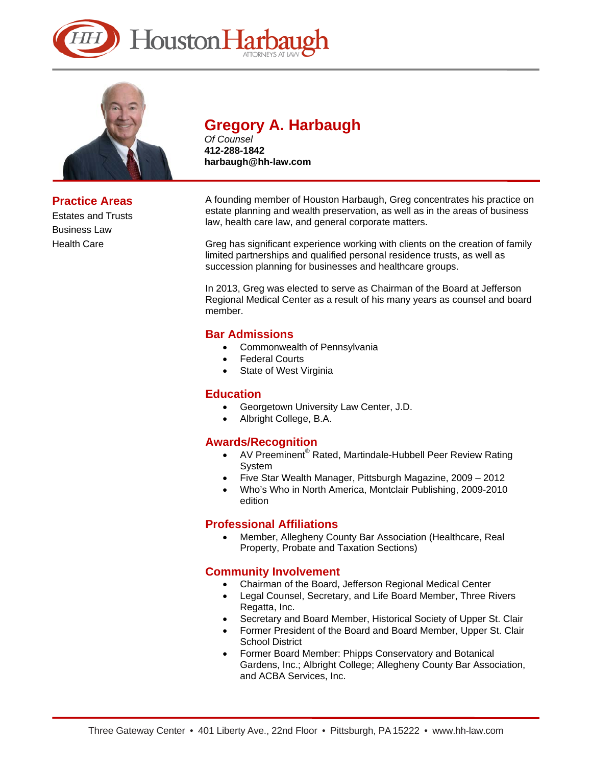# Gregory A. Harbaugh

*Of Counsel*
**412-288-1842**
**harbaugh@hh-law.com**

## Practice Areas

Estates and Trusts
Business Law
Health Care

A founding member of Houston Harbaugh, Greg concentrates his practice on estate planning and wealth preservation, as well as in the areas of business law, health care law, and general corporate matters.

Greg has significant experience working with clients on the creation of family limited partnerships and qualified personal residence trusts, as well as succession planning for businesses and healthcare groups.

In 2013, Greg was elected to serve as Chairman of the Board at Jefferson Regional Medical Center as a result of his many years as counsel and board member.

## Bar Admissions

- Commonwealth of Pennsylvania
- Federal Courts
- State of West Virginia

## Education

- Georgetown University Law Center, J.D.
- Albright College, B.A.

## Awards/Recognition

- AV Preeminent® Rated, Martindale-Hubbell Peer Review Rating System
- Five Star Wealth Manager, Pittsburgh Magazine, 2009 – 2012
- Who's Who in North America, Montclair Publishing, 2009-2010 edition

## Professional Affiliations

- Member, Allegheny County Bar Association (Healthcare, Real Property, Probate and Taxation Sections)

## Community Involvement

- Chairman of the Board, Jefferson Regional Medical Center
- Legal Counsel, Secretary, and Life Board Member, Three Rivers Regatta, Inc.
- Secretary and Board Member, Historical Society of Upper St. Clair
- Former President of the Board and Board Member, Upper St. Clair School District
- Former Board Member: Phipps Conservatory and Botanical Gardens, Inc.; Albright College; Allegheny County Bar Association, and ACBA Services, Inc.